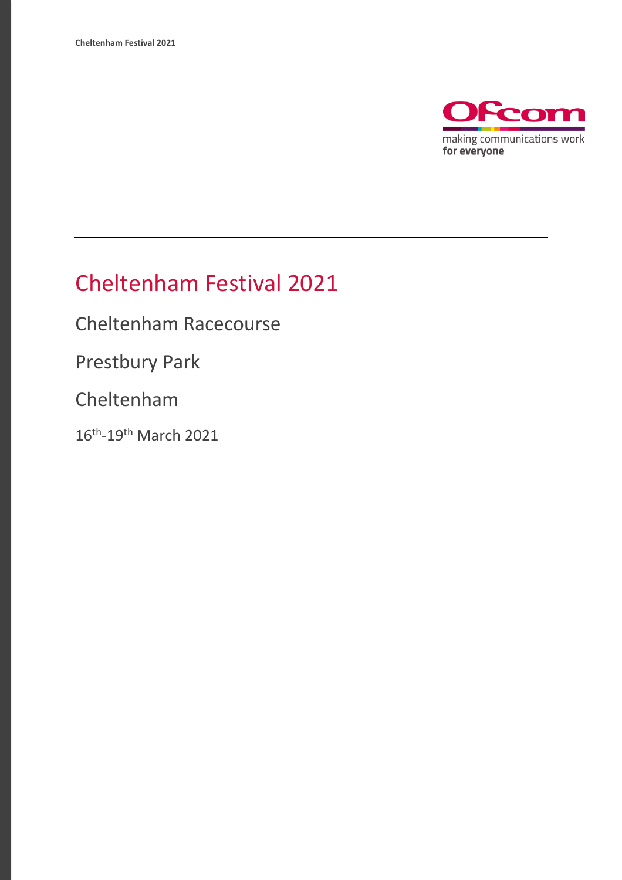# Cheltenham Festival 2021

Cheltenham Racecourse

Prestbury Park

Cheltenham

16th-19th March 2021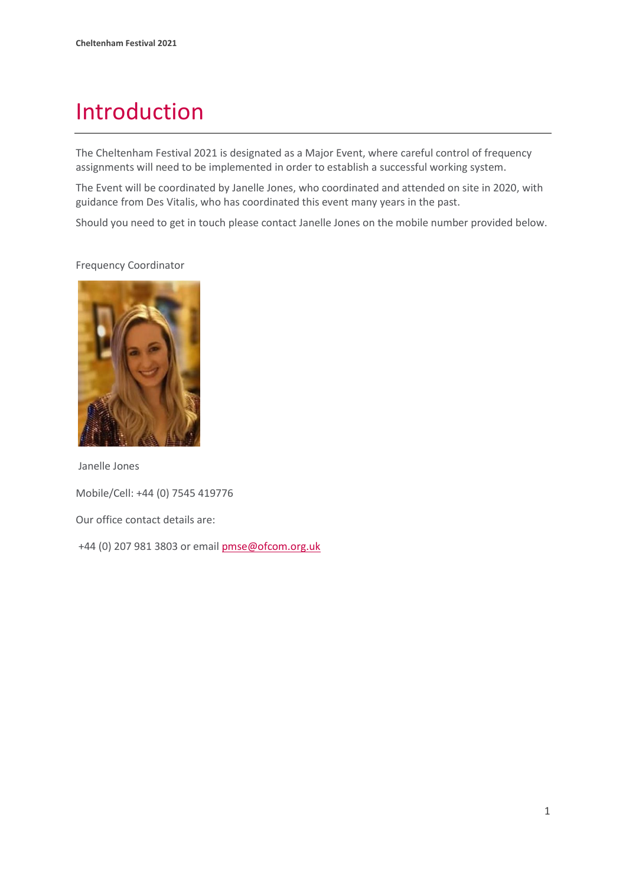# Introduction

The Cheltenham Festival 2021 is designated as a Major Event, where careful control of frequency assignments will need to be implemented in order to establish a successful working system.

The Event will be coordinated by Janelle Jones, who coordinated and attended on site in 2020, with guidance from Des Vitalis, who has coordinated this event many years in the past.

Should you need to get in touch please contact Janelle Jones on the mobile number provided below.

Frequency Coordinator

Janelle Jones

Mobile/Cell: +44 (0) 7545 419776

Our office contact details are:

+44 (0) 207 981 3803 or email pmse@ofcom.org.uk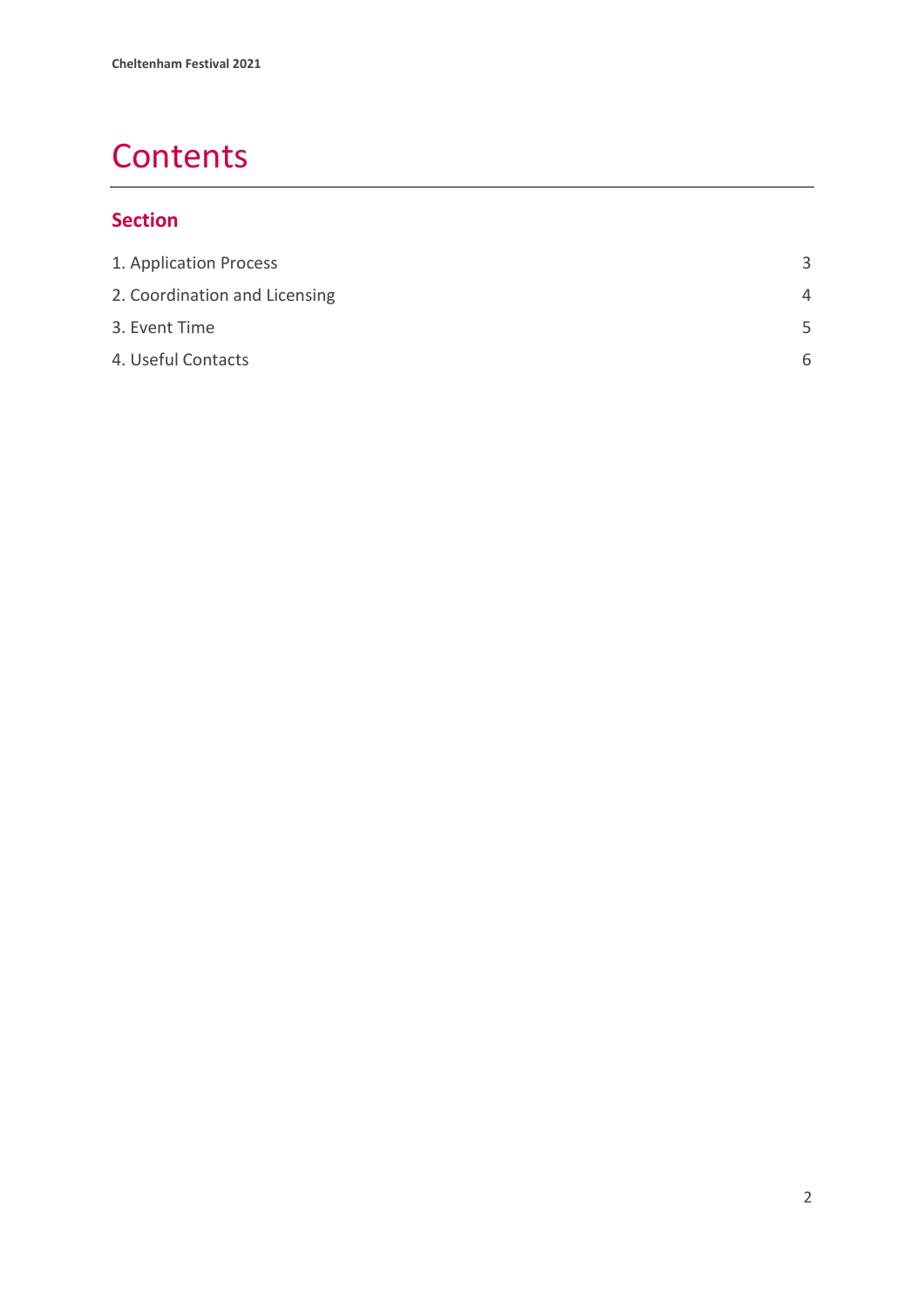# Contents

## Section

| | |
|---|---|
| 1. Application Process | 3 |
| 2. Coordination and Licensing | 4 |
| 3. Event Time | 5 |
| 4. Useful Contacts | 6 |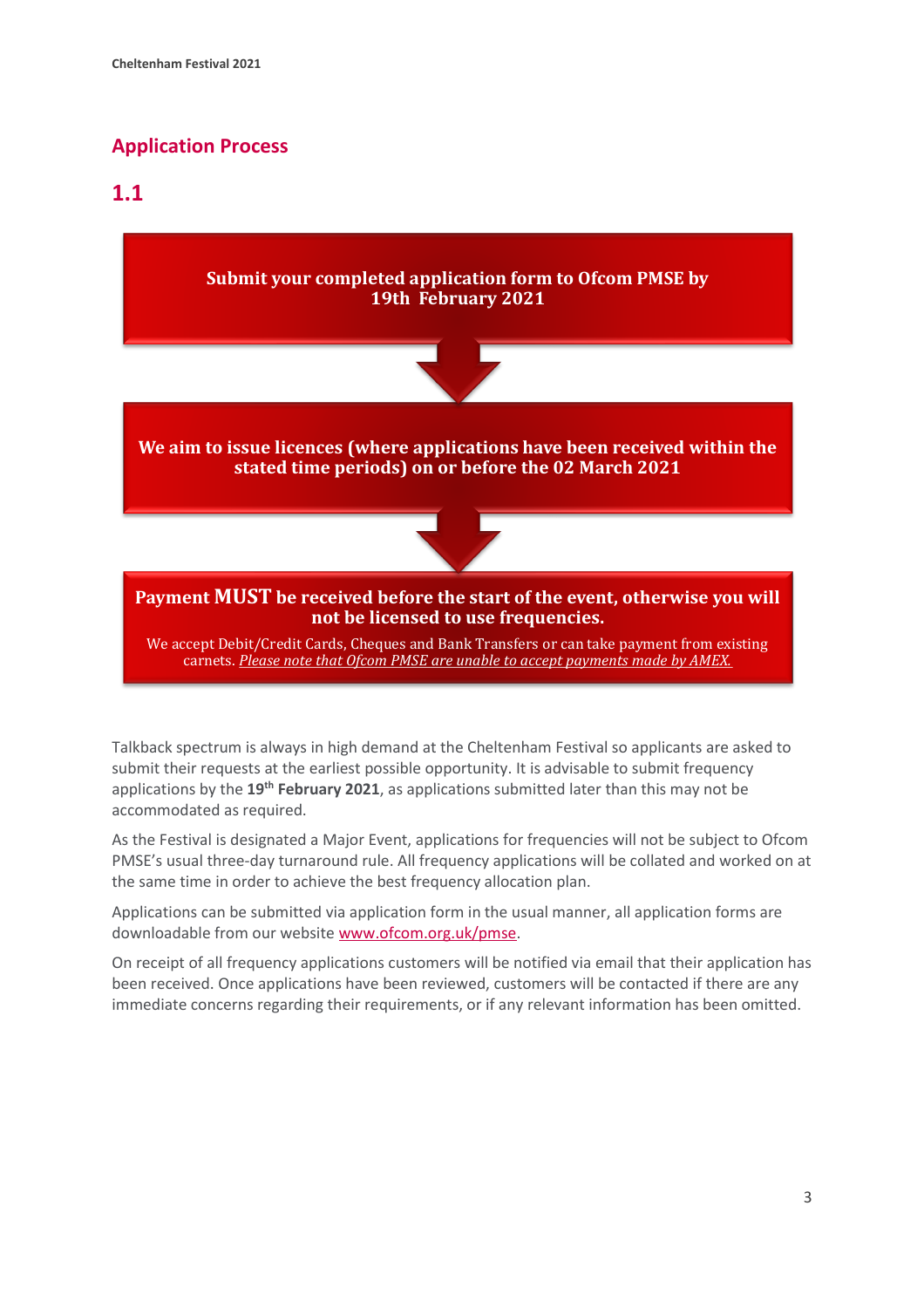## Application Process

## 1.1

**Submit your completed application form to Ofcom PMSE by 19th February 2021**

↓

**We aim to issue licences (where applications have been received within the stated time periods) on or before the 02 March 2021**

↓

**Payment MUST be received before the start of the event, otherwise you will not be licensed to use frequencies.**

We accept Debit/Credit Cards, Cheques and Bank Transfers or can take payment from existing carnets. *Please note that Ofcom PMSE are unable to accept payments made by AMEX.*

Talkback spectrum is always in high demand at the Cheltenham Festival so applicants are asked to submit their requests at the earliest possible opportunity. It is advisable to submit frequency applications by the **19th February 2021**, as applications submitted later than this may not be accommodated as required.

As the Festival is designated a Major Event, applications for frequencies will not be subject to Ofcom PMSE's usual three-day turnaround rule. All frequency applications will be collated and worked on at the same time in order to achieve the best frequency allocation plan.

Applications can be submitted via application form in the usual manner, all application forms are downloadable from our website www.ofcom.org.uk/pmse.

On receipt of all frequency applications customers will be notified via email that their application has been received. Once applications have been reviewed, customers will be contacted if there are any immediate concerns regarding their requirements, or if any relevant information has been omitted.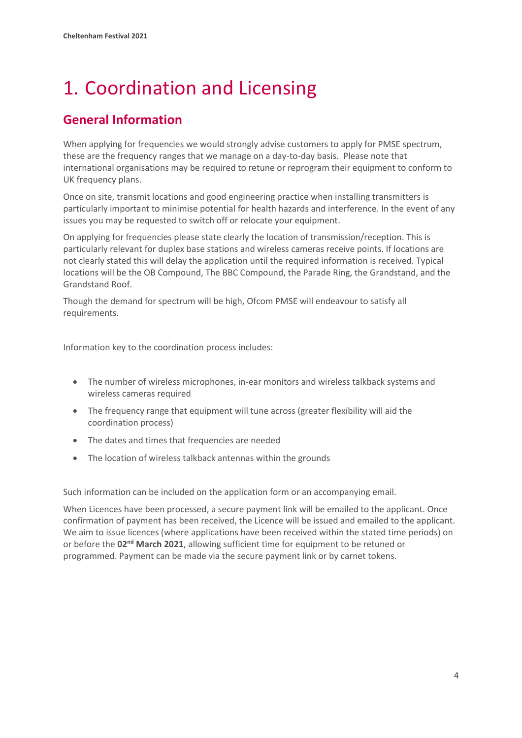# 1. Coordination and Licensing

## General Information

When applying for frequencies we would strongly advise customers to apply for PMSE spectrum, these are the frequency ranges that we manage on a day-to-day basis. Please note that international organisations may be required to retune or reprogram their equipment to conform to UK frequency plans.

Once on site, transmit locations and good engineering practice when installing transmitters is particularly important to minimise potential for health hazards and interference. In the event of any issues you may be requested to switch off or relocate your equipment.

On applying for frequencies please state clearly the location of transmission/reception. This is particularly relevant for duplex base stations and wireless cameras receive points. If locations are not clearly stated this will delay the application until the required information is received. Typical locations will be the OB Compound, The BBC Compound, the Parade Ring, the Grandstand, and the Grandstand Roof.

Though the demand for spectrum will be high, Ofcom PMSE will endeavour to satisfy all requirements.

Information key to the coordination process includes:

- The number of wireless microphones, in-ear monitors and wireless talkback systems and wireless cameras required
- The frequency range that equipment will tune across (greater flexibility will aid the coordination process)
- The dates and times that frequencies are needed
- The location of wireless talkback antennas within the grounds

Such information can be included on the application form or an accompanying email.

When Licences have been processed, a secure payment link will be emailed to the applicant. Once confirmation of payment has been received, the Licence will be issued and emailed to the applicant. We aim to issue licences (where applications have been received within the stated time periods) on or before the **02nd March 2021**, allowing sufficient time for equipment to be retuned or programmed. Payment can be made via the secure payment link or by carnet tokens.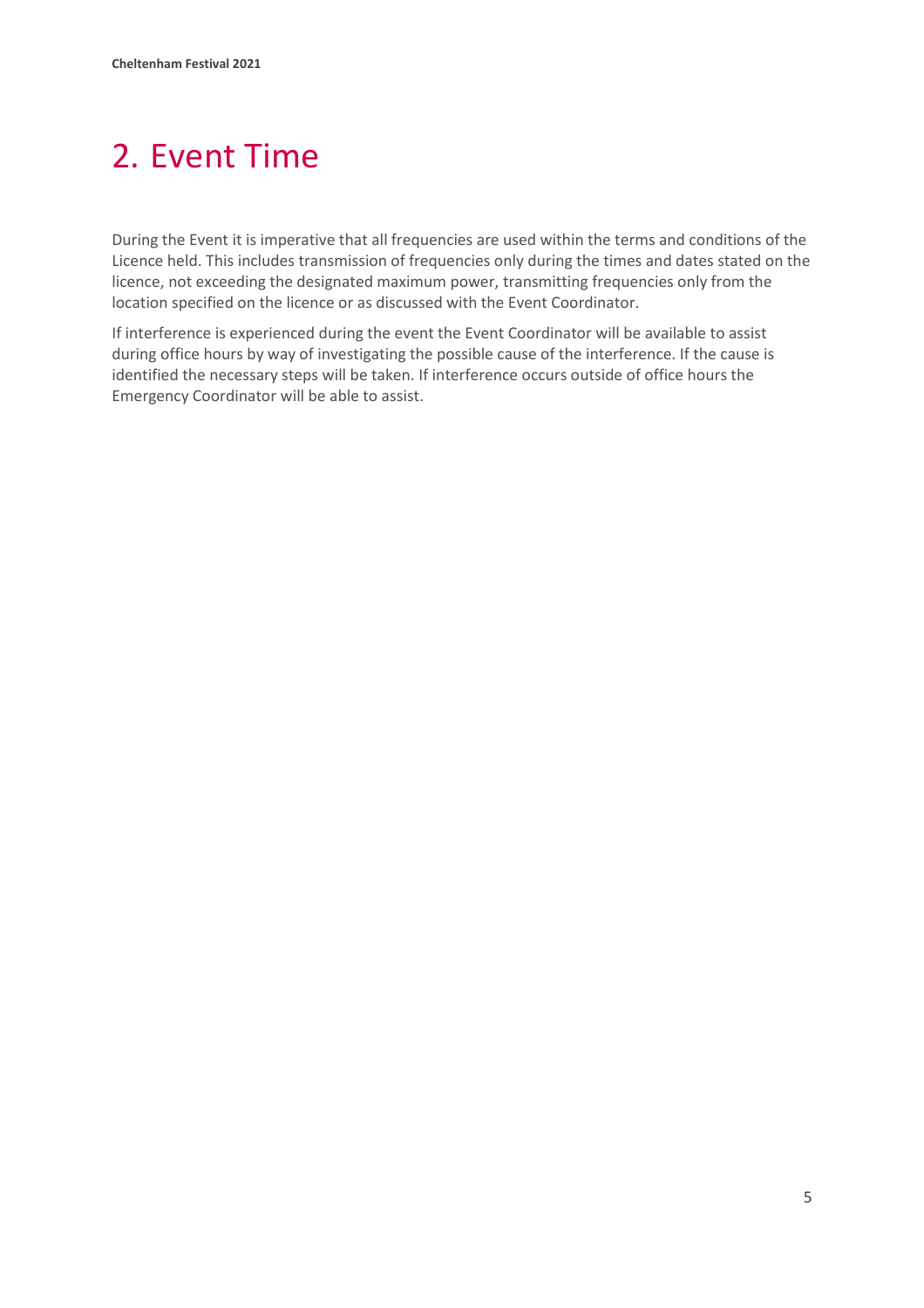# 2. Event Time

During the Event it is imperative that all frequencies are used within the terms and conditions of the Licence held. This includes transmission of frequencies only during the times and dates stated on the licence, not exceeding the designated maximum power, transmitting frequencies only from the location specified on the licence or as discussed with the Event Coordinator.

If interference is experienced during the event the Event Coordinator will be available to assist during office hours by way of investigating the possible cause of the interference. If the cause is identified the necessary steps will be taken. If interference occurs outside of office hours the Emergency Coordinator will be able to assist.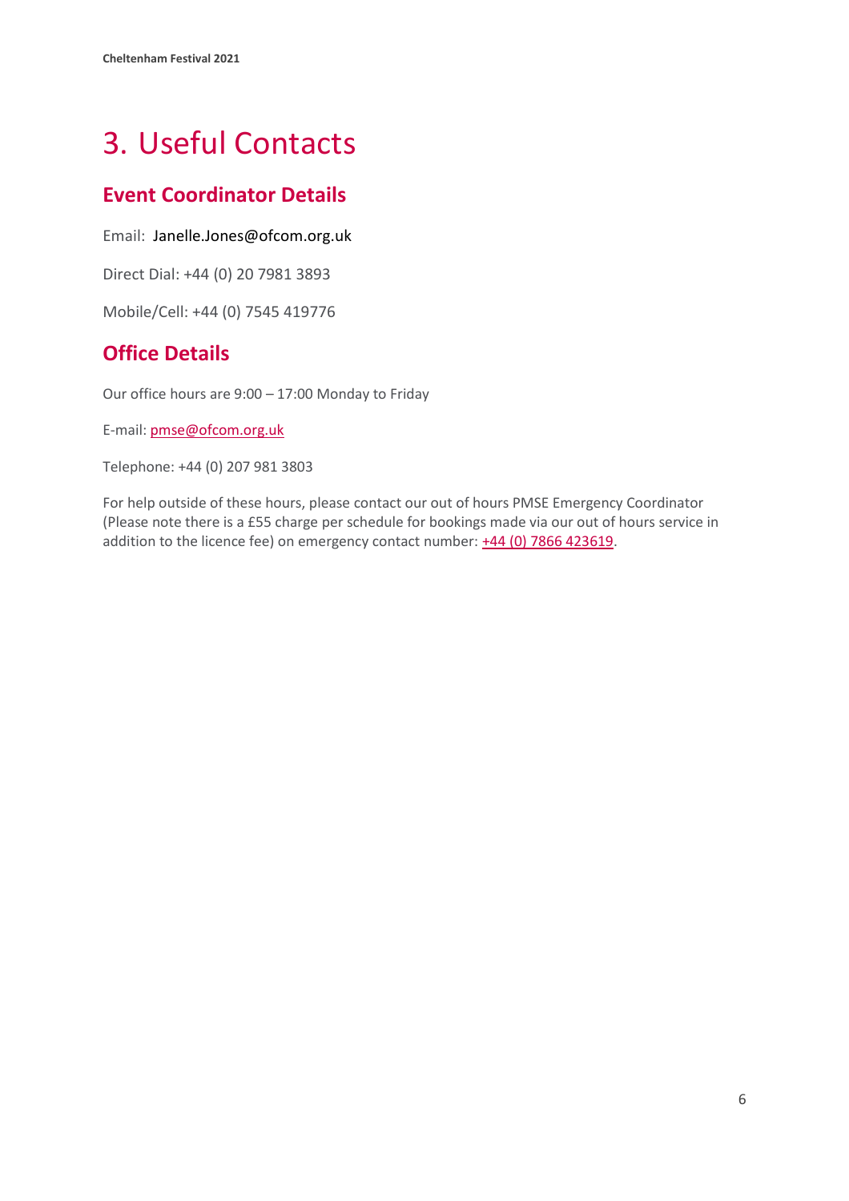# 3. Useful Contacts

## Event Coordinator Details

Email: Janelle.Jones@ofcom.org.uk

Direct Dial: +44 (0) 20 7981 3893

Mobile/Cell: +44 (0) 7545 419776

## Office Details

Our office hours are 9:00 – 17:00 Monday to Friday

E-mail: pmse@ofcom.org.uk

Telephone: +44 (0) 207 981 3803

For help outside of these hours, please contact our out of hours PMSE Emergency Coordinator (Please note there is a £55 charge per schedule for bookings made via our out of hours service in addition to the licence fee) on emergency contact number: +44 (0) 7866 423619.